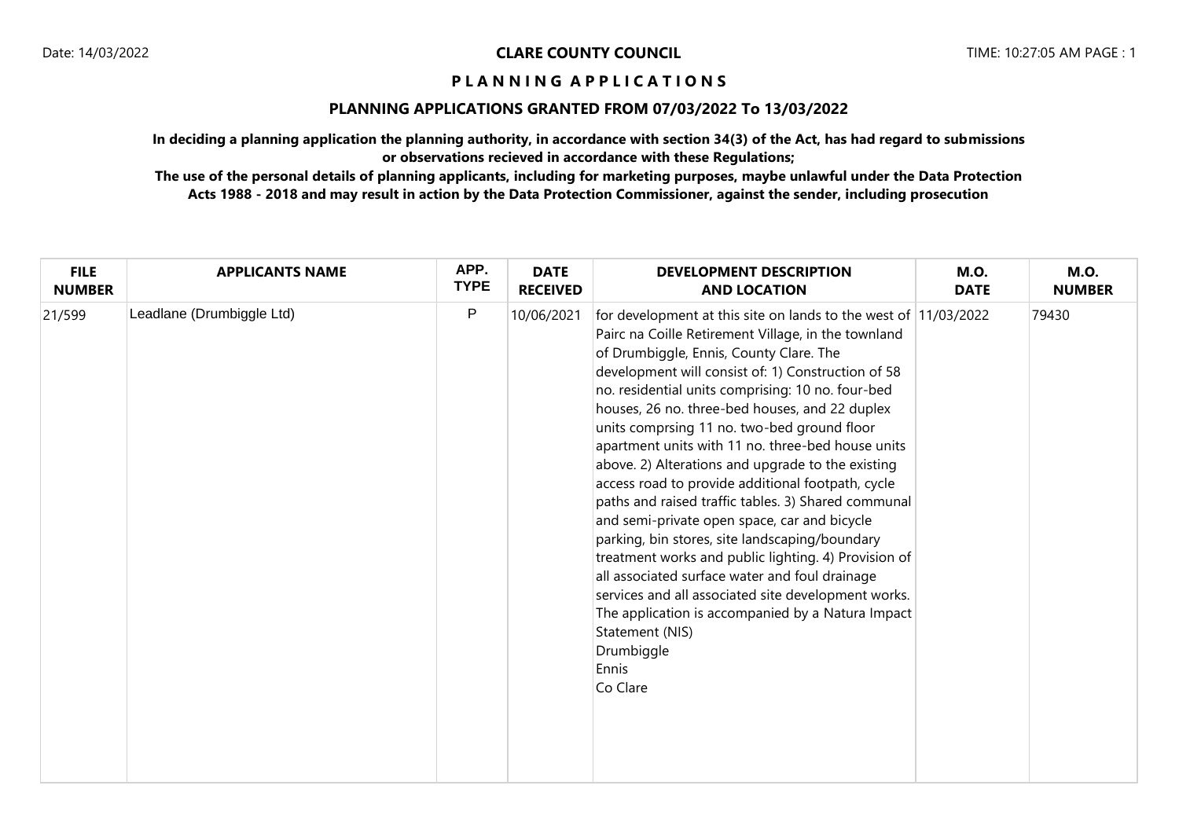**CLARE COUNTY COUNCIL**

# PLANNING APPLICATIONS

## PLANNING APPLICATIONS GRANTED FROM 07/03/2022 To 13/03/2022

**In deciding a planning application the planning authority, in accordance with section 34(3) of the Act, has had regard to submissions or observations recieved in accordance with these Regulations;**

**The use of the personal details of planning applicants, including for marketing purposes, maybe unlawful under the Data Protection Acts 1988 - 2018 and may result in action by the Data Protection Commissioner, against the sender, including prosecution**

| FILE NUMBER | APPLICANTS NAME | APP. TYPE | DATE RECEIVED | DEVELOPMENT DESCRIPTION AND LOCATION | M.O. DATE | M.O. NUMBER |
|---|---|---|---|---|---|---|
| 21/599 | Leadlane (Drumbiggle Ltd) | P | 10/06/2021 | for development at this site on lands to the west of Pairc na Coille Retirement Village, in the townland of Drumbiggle, Ennis, County Clare. The development will consist of: 1) Construction of 58 no. residential units comprising: 10 no. four-bed houses, 26 no. three-bed houses, and 22 duplex units comprsing 11 no. two-bed ground floor apartment units with 11 no. three-bed house units above. 2) Alterations and upgrade to the existing access road to provide additional footpath, cycle paths and raised traffic tables. 3) Shared communal and semi-private open space, car and bicycle parking, bin stores, site landscaping/boundary treatment works and public lighting. 4) Provision of all associated surface water and foul drainage services and all associated site development works. The application is accompanied by a Natura Impact Statement (NIS)<br>Drumbiggle<br>Ennis<br>Co Clare | 11/03/2022 | 79430 |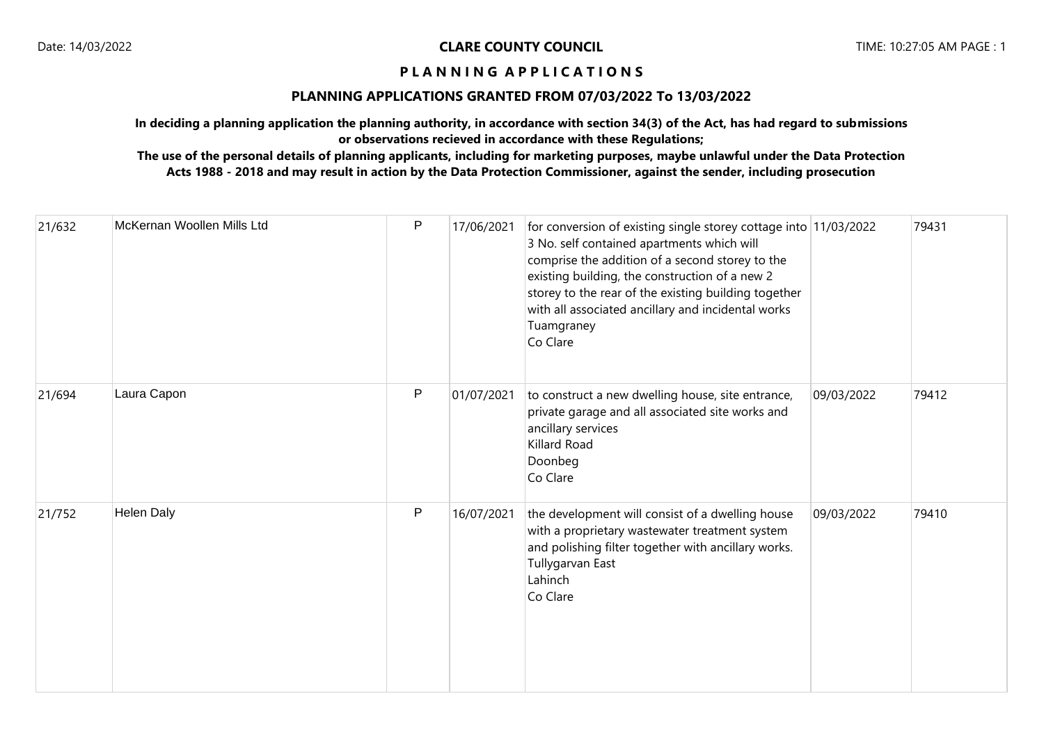**CLARE COUNTY COUNCIL**

**P L A N N I N G A P P L I C A T I O N S**

## PLANNING APPLICATIONS GRANTED FROM 07/03/2022 To 13/03/2022

**In deciding a planning application the planning authority, in accordance with section 34(3) of the Act, has had regard to submissions or observations recieved in accordance with these Regulations;**

**The use of the personal details of planning applicants, including for marketing purposes, maybe unlawful under the Data Protection Acts 1988 - 2018 and may result in action by the Data Protection Commissioner, against the sender, including prosecution**

| | | | | | | |
|---|---|---|---|---|---|---|
| 21/632 | McKernan Woollen Mills Ltd | P | 17/06/2021 | for conversion of existing single storey cottage into 3 No. self contained apartments which will comprise the addition of a second storey to the existing building, the construction of a new 2 storey to the rear of the existing building together with all associated ancillary and incidental works<br>Tuamgraney<br>Co Clare | 11/03/2022 | 79431 |
| 21/694 | Laura Capon | P | 01/07/2021 | to construct a new dwelling house, site entrance, private garage and all associated site works and ancillary services<br>Killard Road<br>Doonbeg<br>Co Clare | 09/03/2022 | 79412 |
| 21/752 | Helen Daly | P | 16/07/2021 | the development will consist of a dwelling house with a proprietary wastewater treatment system and polishing filter together with ancillary works.<br>Tullygarvan East<br>Lahinch<br>Co Clare | 09/03/2022 | 79410 |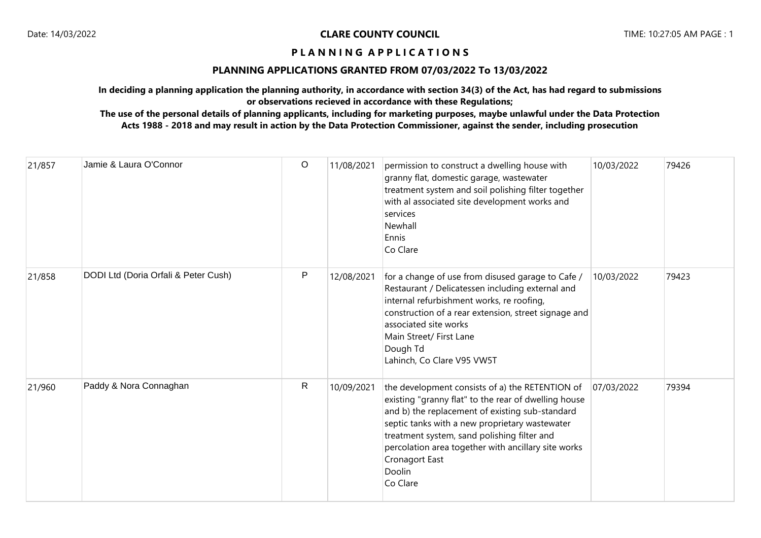**CLARE COUNTY COUNCIL**

**P L A N N I N G A P P L I C A T I O N S**

**PLANNING APPLICATIONS GRANTED FROM 07/03/2022 To 13/03/2022**

**In deciding a planning application the planning authority, in accordance with section 34(3) of the Act, has had regard to submissions or observations recieved in accordance with these Regulations;**

**The use of the personal details of planning applicants, including for marketing purposes, maybe unlawful under the Data Protection Acts 1988 - 2018 and may result in action by the Data Protection Commissioner, against the sender, including prosecution**

| | | | | | | |
|---|---|---|---|---|---|---|
| 21/857 | Jamie & Laura O'Connor | O | 11/08/2021 | permission to construct a dwelling house with granny flat, domestic garage, wastewater treatment system and soil polishing filter together with al associated site development works and services<br>Newhall<br>Ennis<br>Co Clare | 10/03/2022 | 79426 |
| 21/858 | DODI Ltd (Doria Orfali & Peter Cush) | P | 12/08/2021 | for a change of use from disused garage to Cafe / Restaurant / Delicatessen including external and internal refurbishment works, re roofing, construction of a rear extension, street signage and associated site works<br>Main Street/ First Lane<br>Dough Td<br>Lahinch, Co Clare V95 VW5T | 10/03/2022 | 79423 |
| 21/960 | Paddy & Nora Connaghan | R | 10/09/2021 | the development consists of a) the RETENTION of existing "granny flat" to the rear of dwelling house and b) the replacement of existing sub-standard septic tanks with a new proprietary wastewater treatment system, sand polishing filter and percolation area together with ancillary site works<br>Cronagort East<br>Doolin<br>Co Clare | 07/03/2022 | 79394 |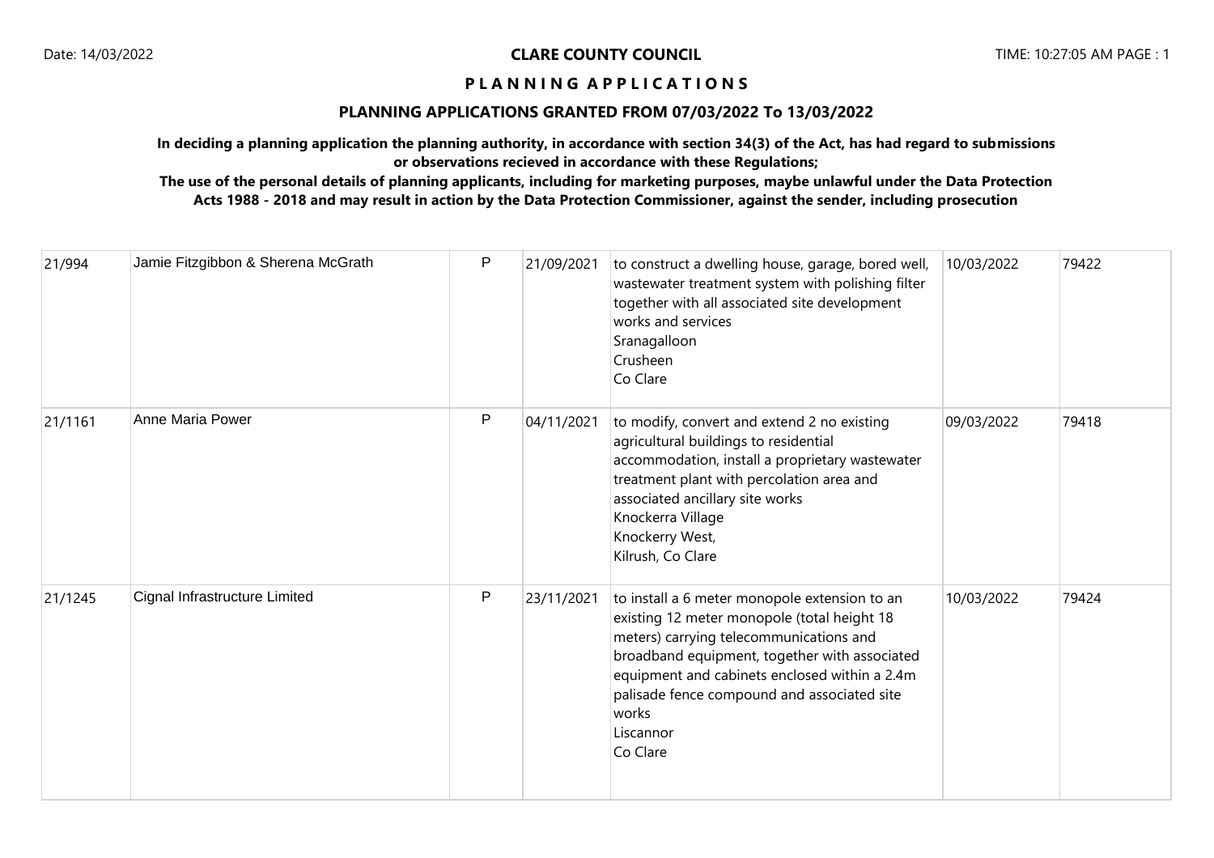**CLARE COUNTY COUNCIL**

**P L A N N I N G A P P L I C A T I O N S**

## PLANNING APPLICATIONS GRANTED FROM 07/03/2022 To 13/03/2022

**In deciding a planning application the planning authority, in accordance with section 34(3) of the Act, has had regard to submissions or observations recieved in accordance with these Regulations;**

**The use of the personal details of planning applicants, including for marketing purposes, maybe unlawful under the Data Protection Acts 1988 - 2018 and may result in action by the Data Protection Commissioner, against the sender, including prosecution**

| | | | | | | |
|---|---|---|---|---|---|---|
| 21/994 | Jamie Fitzgibbon & Sherena McGrath | P | 21/09/2021 | to construct a dwelling house, garage, bored well, wastewater treatment system with polishing filter together with all associated site development works and services<br>Sranagalloon<br>Crusheen<br>Co Clare | 10/03/2022 | 79422 |
| 21/1161 | Anne Maria Power | P | 04/11/2021 | to modify, convert and extend 2 no existing agricultural buildings to residential accommodation, install a proprietary wastewater treatment plant with percolation area and associated ancillary site works<br>Knockerra Village<br>Knockerry West,<br>Kilrush, Co Clare | 09/03/2022 | 79418 |
| 21/1245 | Cignal Infrastructure Limited | P | 23/11/2021 | to install a 6 meter monopole extension to an existing 12 meter monopole (total height 18 meters) carrying telecommunications and broadband equipment, together with associated equipment and cabinets enclosed within a 2.4m palisade fence compound and associated site works<br>Liscannor<br>Co Clare | 10/03/2022 | 79424 |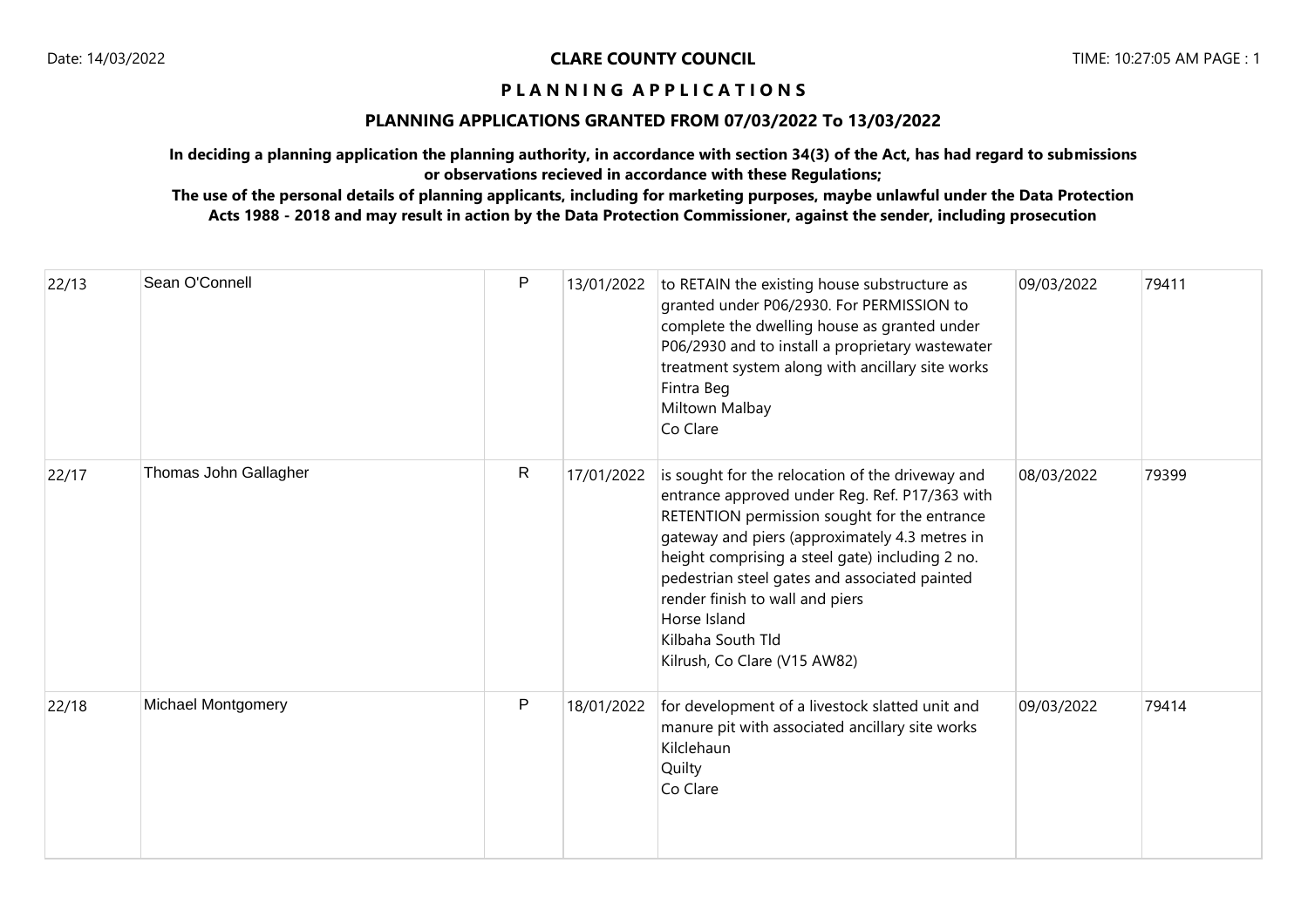**CLARE COUNTY COUNCIL**

**P L A N N I N G   A P P L I C A T I O N S**

**PLANNING APPLICATIONS GRANTED FROM 07/03/2022 To 13/03/2022**

**In deciding a planning application the planning authority, in accordance with section 34(3) of the Act, has had regard to submissions or observations recieved in accordance with these Regulations;**

**The use of the personal details of planning applicants, including for marketing purposes, maybe unlawful under the Data Protection Acts 1988 - 2018 and may result in action by the Data Protection Commissioner, against the sender, including prosecution**

| | | | | | | |
|---|---|---|---|---|---|---|
| 22/13 | Sean O'Connell | P | 13/01/2022 | to RETAIN the existing house substructure as granted under P06/2930. For PERMISSION to complete the dwelling house as granted under P06/2930 and to install a proprietary wastewater treatment system along with ancillary site works<br>Fintra Beg<br>Miltown Malbay<br>Co Clare | 09/03/2022 | 79411 |
| 22/17 | Thomas John Gallagher | R | 17/01/2022 | is sought for the relocation of the driveway and entrance approved under Reg. Ref. P17/363 with RETENTION permission sought for the entrance gateway and piers (approximately 4.3 metres in height comprising a steel gate) including 2 no. pedestrian steel gates and associated painted render finish to wall and piers<br>Horse Island<br>Kilbaha South Tld<br>Kilrush, Co Clare (V15 AW82) | 08/03/2022 | 79399 |
| 22/18 | Michael Montgomery | P | 18/01/2022 | for development of a livestock slatted unit and manure pit with associated ancillary site works<br>Kilclehaun<br>Quilty<br>Co Clare | 09/03/2022 | 79414 |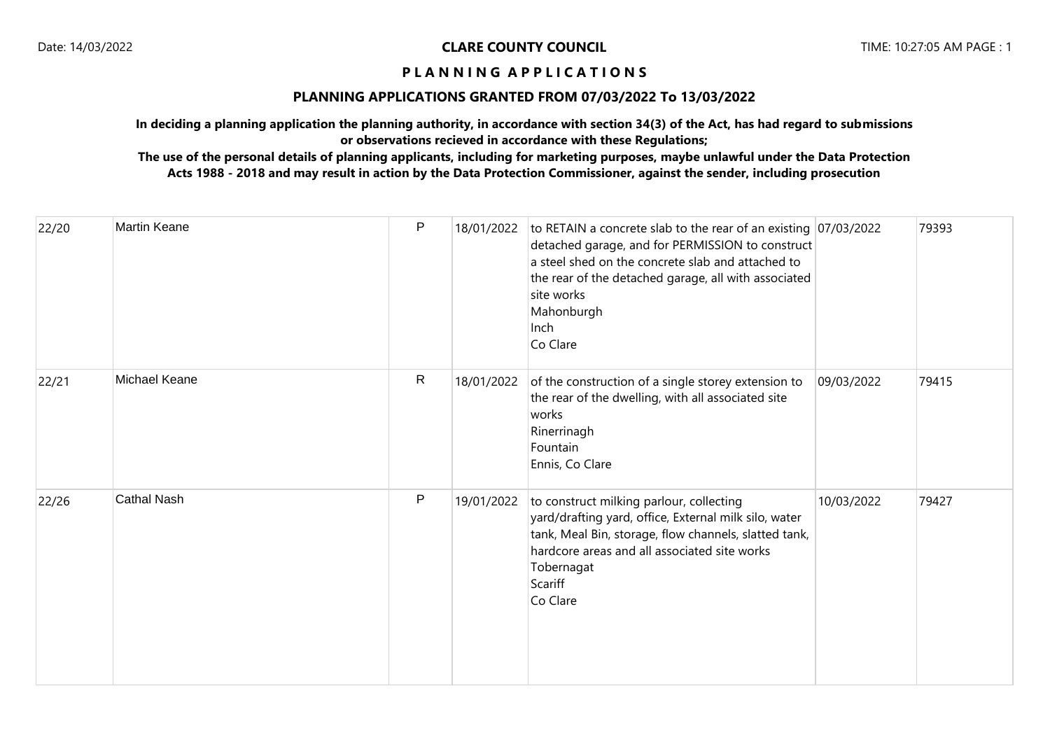**CLARE COUNTY COUNCIL**

**P L A N N I N G   A P P L I C A T I O N S**

## PLANNING APPLICATIONS GRANTED FROM 07/03/2022 To 13/03/2022

**In deciding a planning application the planning authority, in accordance with section 34(3) of the Act, has had regard to submissions or observations recieved in accordance with these Regulations;**

**The use of the personal details of planning applicants, including for marketing purposes, maybe unlawful under the Data Protection Acts 1988 - 2018 and may result in action by the Data Protection Commissioner, against the sender, including prosecution**

| | | | | | | |
|---|---|---|---|---|---|---|
| 22/20 | Martin Keane | P | 18/01/2022 | to RETAIN a concrete slab to the rear of an existing detached garage, and for PERMISSION to construct a steel shed on the concrete slab and attached to the rear of the detached garage, all with associated site works<br>Mahonburgh<br>Inch<br>Co Clare | 07/03/2022 | 79393 |
| 22/21 | Michael Keane | R | 18/01/2022 | of the construction of a single storey extension to the rear of the dwelling, with all associated site works<br>Rinerrinagh<br>Fountain<br>Ennis, Co Clare | 09/03/2022 | 79415 |
| 22/26 | Cathal Nash | P | 19/01/2022 | to construct milking parlour, collecting yard/drafting yard, office, External milk silo, water tank, Meal Bin, storage, flow channels, slatted tank, hardcore areas and all associated site works<br>Tobernagat<br>Scariff<br>Co Clare | 10/03/2022 | 79427 |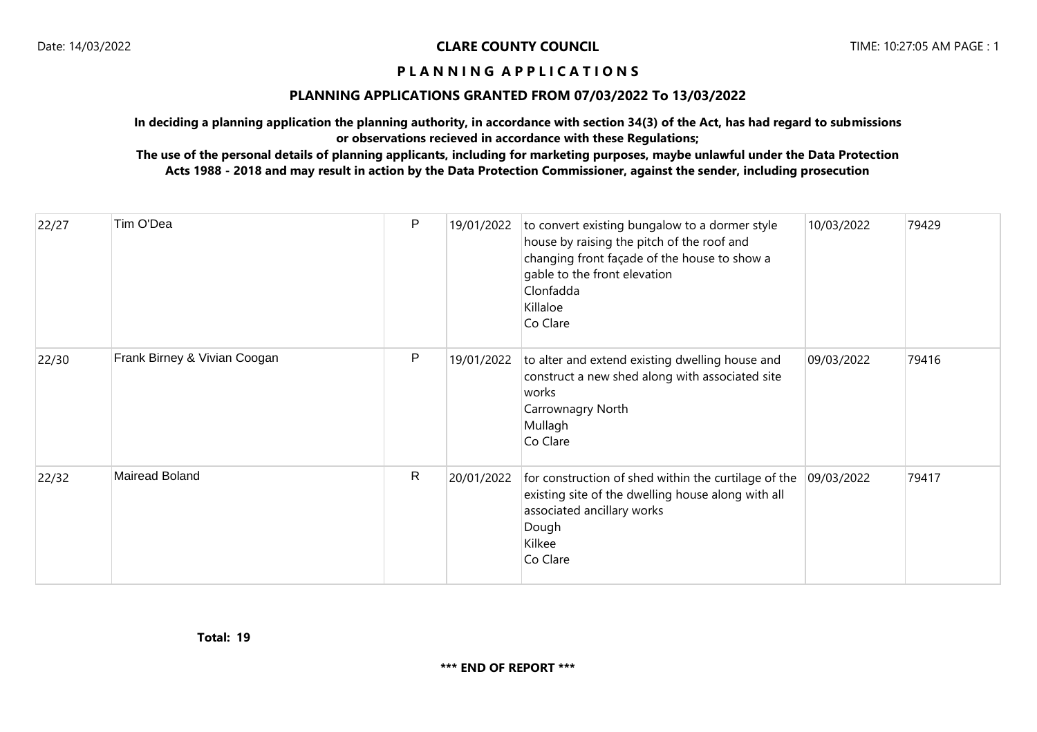**CLARE COUNTY COUNCIL**

**P L A N N I N G  A P P L I C A T I O N S**

**PLANNING APPLICATIONS GRANTED FROM 07/03/2022 To 13/03/2022**

**In deciding a planning application the planning authority, in accordance with section 34(3) of the Act, has had regard to submissions or observations recieved in accordance with these Regulations;**

**The use of the personal details of planning applicants, including for marketing purposes, maybe unlawful under the Data Protection Acts 1988 - 2018 and may result in action by the Data Protection Commissioner, against the sender, including prosecution**

| | | | | | | |
|---|---|---|---|---|---|---|
| 22/27 | Tim O'Dea | P | 19/01/2022 | to convert existing bungalow to a dormer style house by raising the pitch of the roof and changing front façade of the house to show a gable to the front elevation<br>Clonfadda<br>Killaloe<br>Co Clare | 10/03/2022 | 79429 |
| 22/30 | Frank Birney & Vivian Coogan | P | 19/01/2022 | to alter and extend existing dwelling house and construct a new shed along with associated site works<br>Carrownagry North<br>Mullagh<br>Co Clare | 09/03/2022 | 79416 |
| 22/32 | Mairead Boland | R | 20/01/2022 | for construction of shed within the curtilage of the existing site of the dwelling house along with all associated ancillary works<br>Dough<br>Kilkee<br>Co Clare | 09/03/2022 | 79417 |

**Total: 19**

**\*\*\* END OF REPORT \*\*\***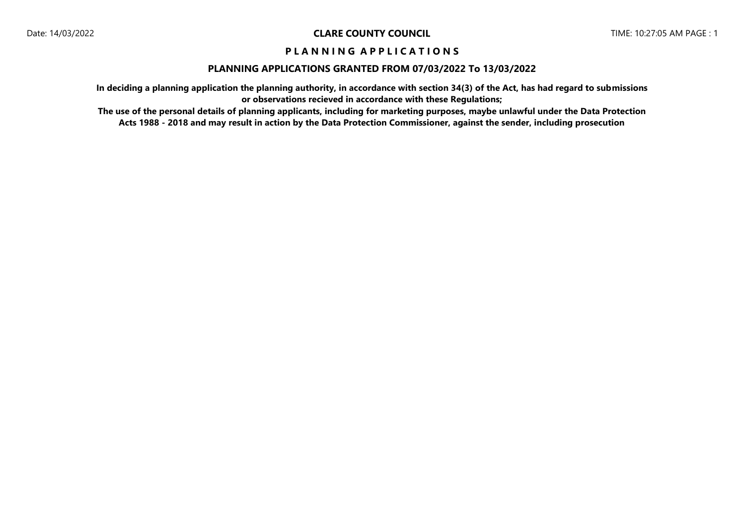**CLARE COUNTY COUNCIL**

# P L A N N I N G   A P P L I C A T I O N S

## PLANNING APPLICATIONS GRANTED FROM 07/03/2022 To 13/03/2022

**In deciding a planning application the planning authority, in accordance with section 34(3) of the Act, has had regard to submissions or observations recieved in accordance with these Regulations;**

**The use of the personal details of planning applicants, including for marketing purposes, maybe unlawful under the Data Protection Acts 1988 - 2018 and may result in action by the Data Protection Commissioner, against the sender, including prosecution**